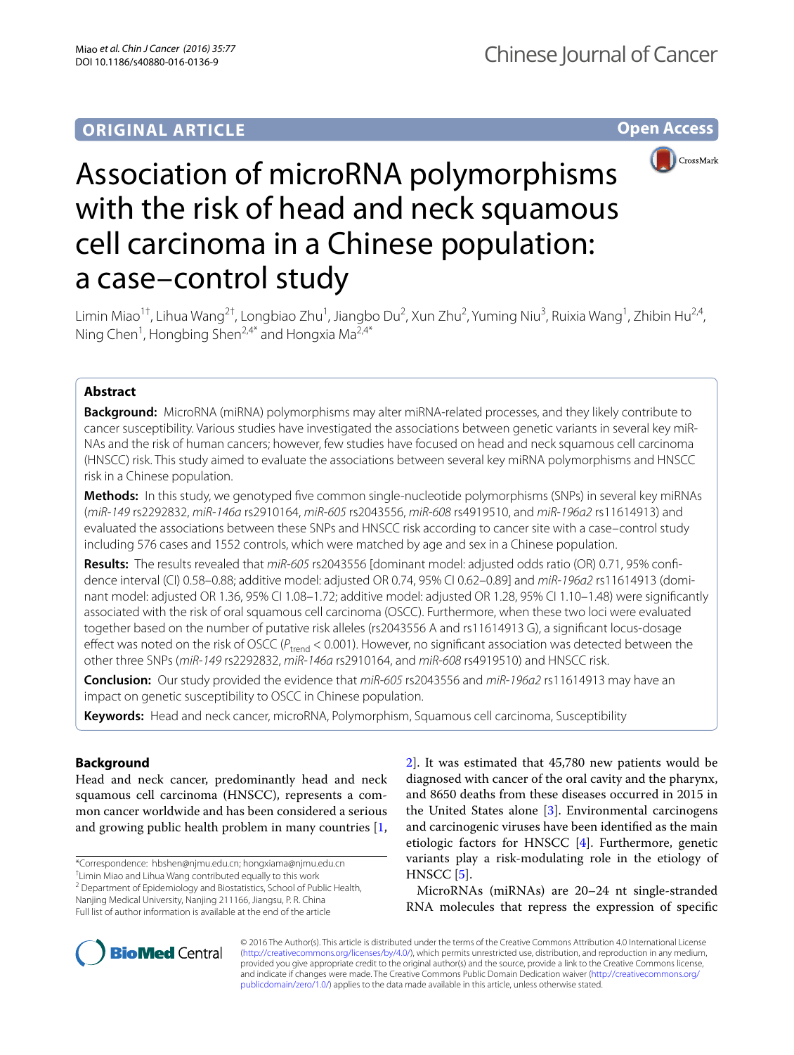ORIGINAL ARTICLE

Open Access

# Association of microRNA polymorphisms with the risk of head and neck squamous cell carcinoma in a Chinese population: a case–control study

Limin Miao[1†], Lihua Wang[2†], Longbiao Zhu[1], Jiangbo Du[2], Xun Zhu[2], Yuming Niu[3], Ruixia Wang[1], Zhibin Hu[2,4], Ning Chen[1], Hongbing Shen[2,4*] and Hongxia Ma[2,4*]

## Abstract

**Background:** MicroRNA (miRNA) polymorphisms may alter miRNA-related processes, and they likely contribute to cancer susceptibility. Various studies have investigated the associations between genetic variants in several key miRNAs and the risk of human cancers; however, few studies have focused on head and neck squamous cell carcinoma (HNSCC) risk. This study aimed to evaluate the associations between several key miRNA polymorphisms and HNSCC risk in a Chinese population.

**Methods:** In this study, we genotyped five common single-nucleotide polymorphisms (SNPs) in several key miRNAs (*miR-149* rs2292832, *miR-146a* rs2910164, *miR-605* rs2043556, *miR-608* rs4919510, and *miR-196a2* rs11614913) and evaluated the associations between these SNPs and HNSCC risk according to cancer site with a case–control study including 576 cases and 1552 controls, which were matched by age and sex in a Chinese population.

**Results:** The results revealed that *miR-605* rs2043556 [dominant model: adjusted odds ratio (OR) 0.71, 95% confidence interval (CI) 0.58–0.88; additive model: adjusted OR 0.74, 95% CI 0.62–0.89] and *miR-196a2* rs11614913 (dominant model: adjusted OR 1.36, 95% CI 1.08–1.72; additive model: adjusted OR 1.28, 95% CI 1.10–1.48) were significantly associated with the risk of oral squamous cell carcinoma (OSCC). Furthermore, when these two loci were evaluated together based on the number of putative risk alleles (rs2043556 A and rs11614913 G), a significant locus-dosage effect was noted on the risk of OSCC ($P_{trend} < 0.001$). However, no significant association was detected between the other three SNPs (*miR-149* rs2292832, *miR-146a* rs2910164, and *miR-608* rs4919510) and HNSCC risk.

**Conclusion:** Our study provided the evidence that *miR-605* rs2043556 and *miR-196a2* rs11614913 may have an impact on genetic susceptibility to OSCC in Chinese population.

**Keywords:** Head and neck cancer, microRNA, Polymorphism, Squamous cell carcinoma, Susceptibility

## Background

Head and neck cancer, predominantly head and neck squamous cell carcinoma (HNSCC), represents a common cancer worldwide and has been considered a serious and growing public health problem in many countries [1, 2]. It was estimated that 45,780 new patients would be diagnosed with cancer of the oral cavity and the pharynx, and 8650 deaths from these diseases occurred in 2015 in the United States alone [3]. Environmental carcinogens and carcinogenic viruses have been identified as the main etiologic factors for HNSCC [4]. Furthermore, genetic variants play a risk-modulating role in the etiology of HNSCC [5].

MicroRNAs (miRNAs) are 20–24 nt single-stranded RNA molecules that repress the expression of specific

*Correspondence: hbshen@njmu.edu.cn; hongxiama@njmu.edu.cn
†Limin Miao and Lihua Wang contributed equally to this work
[2] Department of Epidemiology and Biostatistics, School of Public Health, Nanjing Medical University, Nanjing 211166, Jiangsu, P. R. China
Full list of author information is available at the end of the article

© 2016 The Author(s). This article is distributed under the terms of the Creative Commons Attribution 4.0 International License (http://creativecommons.org/licenses/by/4.0/), which permits unrestricted use, distribution, and reproduction in any medium, provided you give appropriate credit to the original author(s) and the source, provide a link to the Creative Commons license, and indicate if changes were made. The Creative Commons Public Domain Dedication waiver (http://creativecommons.org/publicdomain/zero/1.0/) applies to the data made available in this article, unless otherwise stated.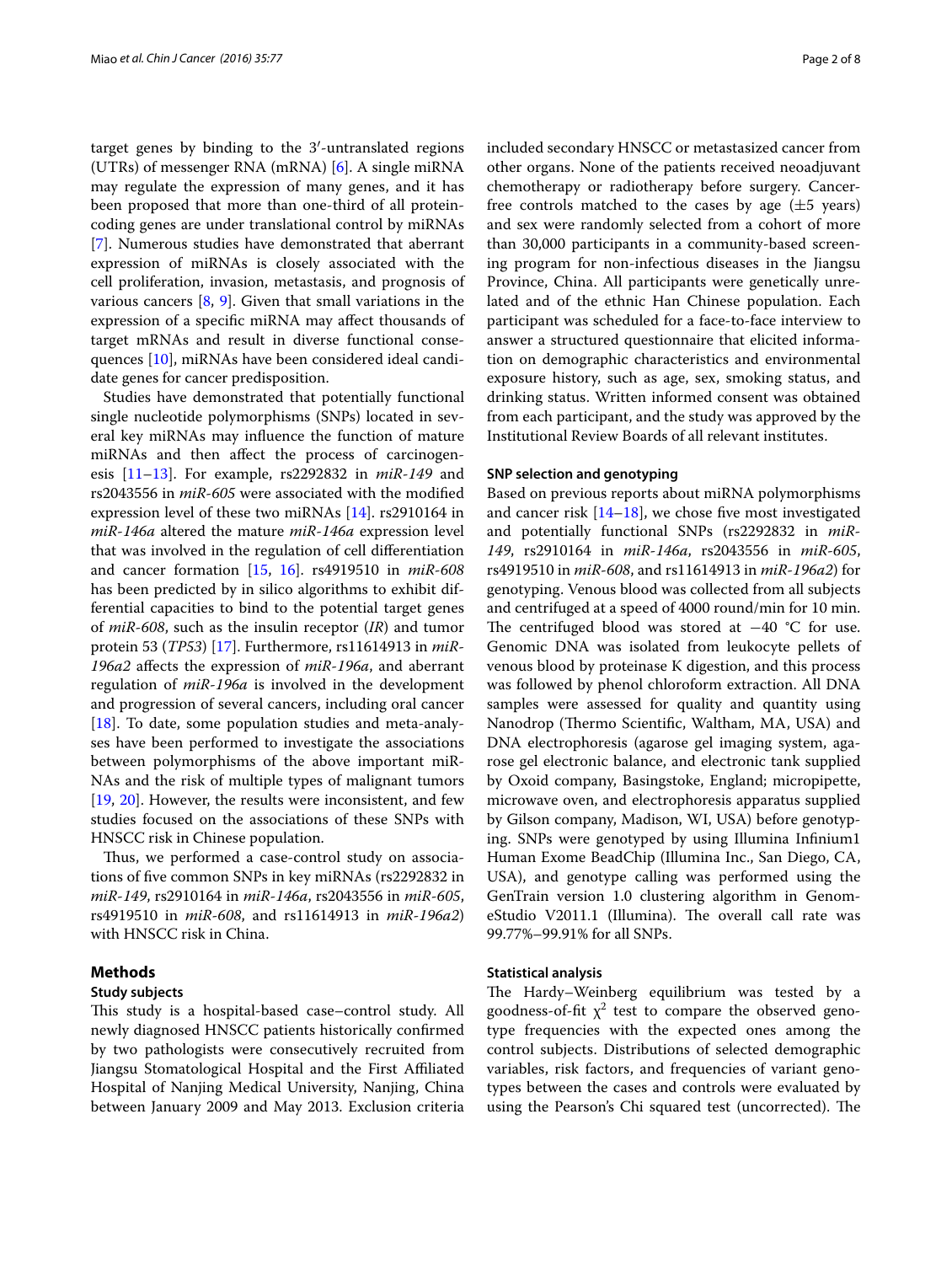target genes by binding to the 3′-untranslated regions (UTRs) of messenger RNA (mRNA) [6]. A single miRNA may regulate the expression of many genes, and it has been proposed that more than one-third of all protein-coding genes are under translational control by miRNAs [7]. Numerous studies have demonstrated that aberrant expression of miRNAs is closely associated with the cell proliferation, invasion, metastasis, and prognosis of various cancers [8, 9]. Given that small variations in the expression of a specific miRNA may affect thousands of target mRNAs and result in diverse functional consequences [10], miRNAs have been considered ideal candidate genes for cancer predisposition.

Studies have demonstrated that potentially functional single nucleotide polymorphisms (SNPs) located in several key miRNAs may influence the function of mature miRNAs and then affect the process of carcinogenesis [11–13]. For example, rs2292832 in *miR-149* and rs2043556 in *miR-605* were associated with the modified expression level of these two miRNAs [14]. rs2910164 in *miR-146a* altered the mature *miR-146a* expression level that was involved in the regulation of cell differentiation and cancer formation [15, 16]. rs4919510 in *miR-608* has been predicted by in silico algorithms to exhibit differential capacities to bind to the potential target genes of *miR-608*, such as the insulin receptor (*IR*) and tumor protein 53 (*TP53*) [17]. Furthermore, rs11614913 in *miR-196a2* affects the expression of *miR-196a*, and aberrant regulation of *miR-196a* is involved in the development and progression of several cancers, including oral cancer [18]. To date, some population studies and meta-analyses have been performed to investigate the associations between polymorphisms of the above important miRNAs and the risk of multiple types of malignant tumors [19, 20]. However, the results were inconsistent, and few studies focused on the associations of these SNPs with HNSCC risk in Chinese population.

Thus, we performed a case-control study on associations of five common SNPs in key miRNAs (rs2292832 in *miR-149*, rs2910164 in *miR-146a*, rs2043556 in *miR-605*, rs4919510 in *miR-608*, and rs11614913 in *miR-196a2*) with HNSCC risk in China.

## Methods

### Study subjects

This study is a hospital-based case–control study. All newly diagnosed HNSCC patients historically confirmed by two pathologists were consecutively recruited from Jiangsu Stomatological Hospital and the First Affiliated Hospital of Nanjing Medical University, Nanjing, China between January 2009 and May 2013. Exclusion criteria included secondary HNSCC or metastasized cancer from other organs. None of the patients received neoadjuvant chemotherapy or radiotherapy before surgery. Cancer-free controls matched to the cases by age (±5 years) and sex were randomly selected from a cohort of more than 30,000 participants in a community-based screening program for non-infectious diseases in the Jiangsu Province, China. All participants were genetically unrelated and of the ethnic Han Chinese population. Each participant was scheduled for a face-to-face interview to answer a structured questionnaire that elicited information on demographic characteristics and environmental exposure history, such as age, sex, smoking status, and drinking status. Written informed consent was obtained from each participant, and the study was approved by the Institutional Review Boards of all relevant institutes.

### SNP selection and genotyping

Based on previous reports about miRNA polymorphisms and cancer risk [14–18], we chose five most investigated and potentially functional SNPs (rs2292832 in *miR-149*, rs2910164 in *miR-146a*, rs2043556 in *miR-605*, rs4919510 in *miR-608*, and rs11614913 in *miR-196a2*) for genotyping. Venous blood was collected from all subjects and centrifuged at a speed of 4000 round/min for 10 min. The centrifuged blood was stored at −40 °C for use. Genomic DNA was isolated from leukocyte pellets of venous blood by proteinase K digestion, and this process was followed by phenol chloroform extraction. All DNA samples were assessed for quality and quantity using Nanodrop (Thermo Scientific, Waltham, MA, USA) and DNA electrophoresis (agarose gel imaging system, agarose gel electronic balance, and electronic tank supplied by Oxoid company, Basingstoke, England; micropipette, microwave oven, and electrophoresis apparatus supplied by Gilson company, Madison, WI, USA) before genotyping. SNPs were genotyped by using Illumina Infinium1 Human Exome BeadChip (Illumina Inc., San Diego, CA, USA), and genotype calling was performed using the GenTrain version 1.0 clustering algorithm in GenomeStudio V2011.1 (Illumina). The overall call rate was 99.77%–99.91% for all SNPs.

### Statistical analysis

The Hardy–Weinberg equilibrium was tested by a goodness-of-fit $\chi^2$ test to compare the observed genotype frequencies with the expected ones among the control subjects. Distributions of selected demographic variables, risk factors, and frequencies of variant genotypes between the cases and controls were evaluated by using the Pearson's Chi squared test (uncorrected). The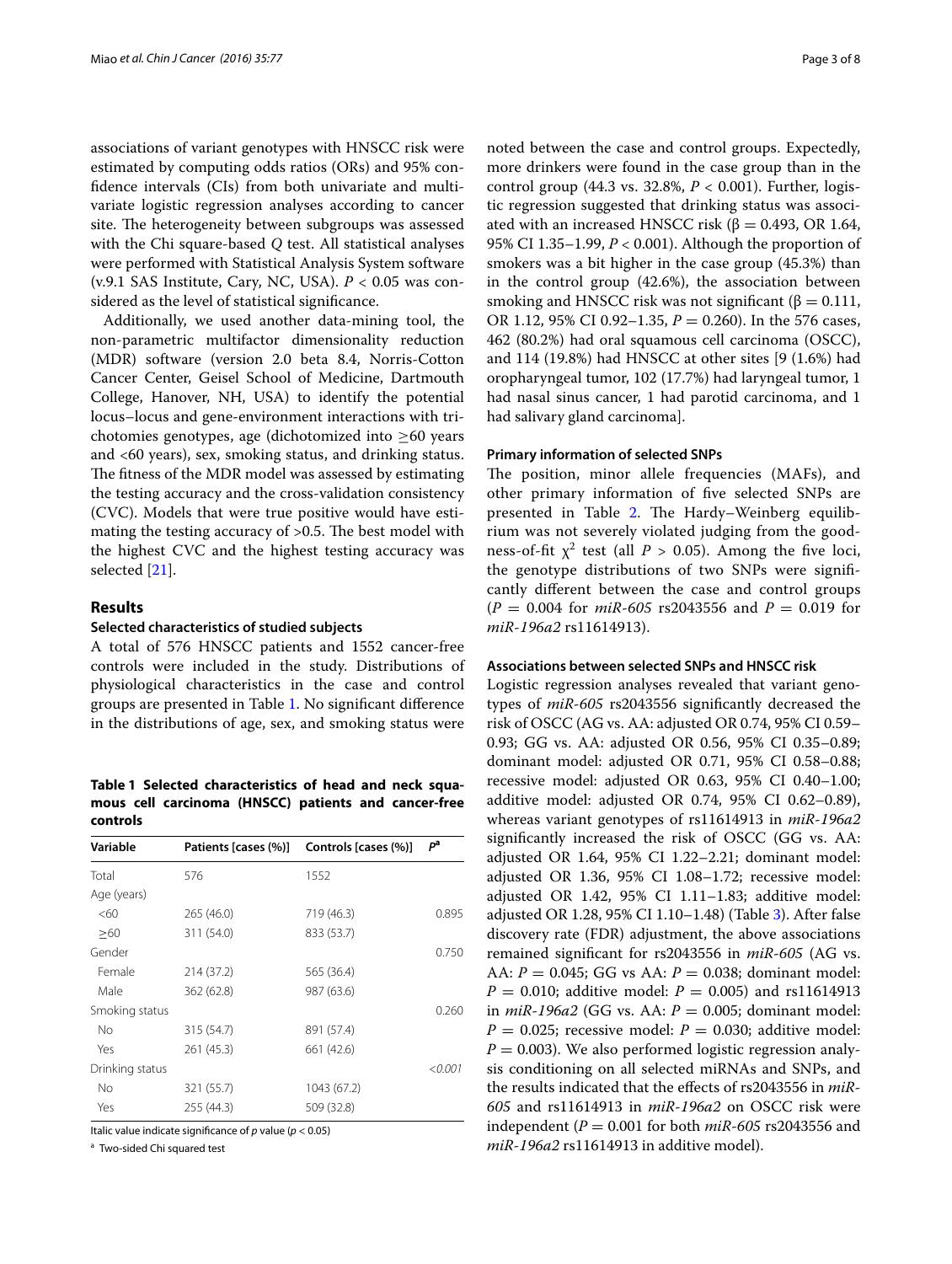associations of variant genotypes with HNSCC risk were estimated by computing odds ratios (ORs) and 95% confidence intervals (CIs) from both univariate and multivariate logistic regression analyses according to cancer site. The heterogeneity between subgroups was assessed with the Chi square-based *Q* test. All statistical analyses were performed with Statistical Analysis System software (v.9.1 SAS Institute, Cary, NC, USA). $P < 0.05$ was considered as the level of statistical significance.

Additionally, we used another data-mining tool, the non-parametric multifactor dimensionality reduction (MDR) software (version 2.0 beta 8.4, Norris-Cotton Cancer Center, Geisel School of Medicine, Dartmouth College, Hanover, NH, USA) to identify the potential locus–locus and gene-environment interactions with trichotomies genotypes, age (dichotomized into ≥60 years and <60 years), sex, smoking status, and drinking status. The fitness of the MDR model was assessed by estimating the testing accuracy and the cross-validation consistency (CVC). Models that were true positive would have estimating the testing accuracy of >0.5. The best model with the highest CVC and the highest testing accuracy was selected [21].

## Results

### Selected characteristics of studied subjects

A total of 576 HNSCC patients and 1552 cancer-free controls were included in the study. Distributions of physiological characteristics in the case and control groups are presented in Table 1. No significant difference in the distributions of age, sex, and smoking status were noted between the case and control groups. Expectedly, more drinkers were found in the case group than in the control group (44.3 vs. 32.8%, $P < 0.001$). Further, logistic regression suggested that drinking status was associated with an increased HNSCC risk ($\beta = 0.493$, OR 1.64, 95% CI 1.35–1.99, $P < 0.001$). Although the proportion of smokers was a bit higher in the case group (45.3%) than in the control group (42.6%), the association between smoking and HNSCC risk was not significant ($\beta = 0.111$, OR 1.12, 95% CI 0.92–1.35, $P = 0.260$). In the 576 cases, 462 (80.2%) had oral squamous cell carcinoma (OSCC), and 114 (19.8%) had HNSCC at other sites [9 (1.6%) had oropharyngeal tumor, 102 (17.7%) had laryngeal tumor, 1 had nasal sinus cancer, 1 had parotid carcinoma, and 1 had salivary gland carcinoma].

**Table 1 Selected characteristics of head and neck squamous cell carcinoma (HNSCC) patients and cancer-free controls**

| Variable | Patients [cases (%)] | Controls [cases (%)] | $P^a$ |
|---|---|---|---|
| Total | 576 | 1552 | |
| Age (years) | | | |
| <60 | 265 (46.0) | 719 (46.3) | 0.895 |
| ≥60 | 311 (54.0) | 833 (53.7) | |
| Gender | | | 0.750 |
| Female | 214 (37.2) | 565 (36.4) | |
| Male | 362 (62.8) | 987 (63.6) | |
| Smoking status | | | 0.260 |
| No | 315 (54.7) | 891 (57.4) | |
| Yes | 261 (45.3) | 661 (42.6) | |
| Drinking status | | | *<0.001* |
| No | 321 (55.7) | 1043 (67.2) | |
| Yes | 255 (44.3) | 509 (32.8) | |

Italic value indicate significance of *p* value ($p < 0.05$)

[a] Two-sided Chi squared test

### Primary information of selected SNPs

The position, minor allele frequencies (MAFs), and other primary information of five selected SNPs are presented in Table 2. The Hardy–Weinberg equilibrium was not severely violated judging from the goodness-of-fit $\chi^2$ test (all $P > 0.05$). Among the five loci, the genotype distributions of two SNPs were significantly different between the case and control groups ($P = 0.004$ for *miR-605* rs2043556 and $P = 0.019$ for *miR-196a2* rs11614913).

### Associations between selected SNPs and HNSCC risk

Logistic regression analyses revealed that variant genotypes of *miR-605* rs2043556 significantly decreased the risk of OSCC (AG vs. AA: adjusted OR 0.74, 95% CI 0.59–0.93; GG vs. AA: adjusted OR 0.56, 95% CI 0.35–0.89; dominant model: adjusted OR 0.71, 95% CI 0.58–0.88; recessive model: adjusted OR 0.63, 95% CI 0.40–1.00; additive model: adjusted OR 0.74, 95% CI 0.62–0.89), whereas variant genotypes of rs11614913 in *miR-196a2* significantly increased the risk of OSCC (GG vs. AA: adjusted OR 1.64, 95% CI 1.22–2.21; dominant model: adjusted OR 1.36, 95% CI 1.08–1.72; recessive model: adjusted OR 1.42, 95% CI 1.11–1.83; additive model: adjusted OR 1.28, 95% CI 1.10–1.48) (Table 3). After false discovery rate (FDR) adjustment, the above associations remained significant for rs2043556 in *miR-605* (AG vs. AA: $P = 0.045$; GG vs AA: $P = 0.038$; dominant model: $P = 0.010$; additive model: $P = 0.005$) and rs11614913 in *miR-196a2* (GG vs. AA: $P = 0.005$; dominant model: $P = 0.025$; recessive model: $P = 0.030$; additive model: $P = 0.003$). We also performed logistic regression analysis conditioning on all selected miRNAs and SNPs, and the results indicated that the effects of rs2043556 in *miR-605* and rs11614913 in *miR-196a2* on OSCC risk were independent ($P = 0.001$ for both *miR-605* rs2043556 and *miR-196a2* rs11614913 in additive model).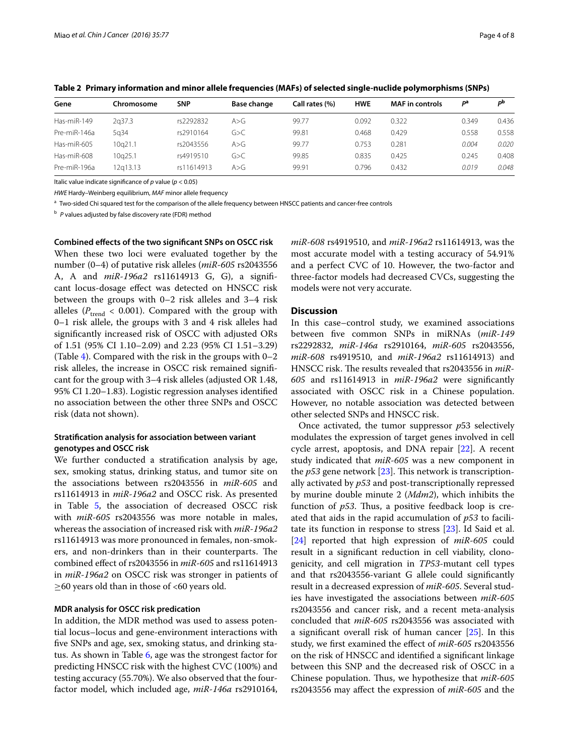**Table 2 Primary information and minor allele frequencies (MAFs) of selected single-nuclide polymorphisms (SNPs)**

| Gene | Chromosome | SNP | Base change | Call rates (%) | HWE | MAF in controls | $P^a$ | $P^b$ |
|---|---|---|---|---|---|---|---|---|
| Has-miR-149 | 2q37.3 | rs2292832 | A>G | 99.77 | 0.092 | 0.322 | 0.349 | 0.436 |
| Pre-miR-146a | 5q34 | rs2910164 | G>C | 99.81 | 0.468 | 0.429 | 0.558 | 0.558 |
| Has-miR-605 | 10q21.1 | rs2043556 | A>G | 99.77 | 0.753 | 0.281 | *0.004* | *0.020* |
| Has-miR-608 | 10q25.1 | rs4919510 | G>C | 99.85 | 0.835 | 0.425 | 0.245 | 0.408 |
| Pre-miR-196a | 12q13.13 | rs11614913 | A>G | 99.91 | 0.796 | 0.432 | *0.019* | *0.048* |

Italic value indicate significance of *p* value ($p < 0.05$)

*HWE* Hardy–Weinberg equilibrium, *MAF* minor allele frequency

[a] Two-sided Chi squared test for the comparison of the allele frequency between HNSCC patients and cancer-free controls

[b] *P* values adjusted by false discovery rate (FDR) method

#### Combined effects of the two significant SNPs on OSCC risk

When these two loci were evaluated together by the number (0–4) of putative risk alleles (*miR-605* rs2043556 A, A and *miR-196a2* rs11614913 G, G), a significant locus-dosage effect was detected on HNSCC risk between the groups with 0–2 risk alleles and 3–4 risk alleles ($P_{trend} < 0.001$). Compared with the group with 0–1 risk allele, the groups with 3 and 4 risk alleles had significantly increased risk of OSCC with adjusted ORs of 1.51 (95% CI 1.10–2.09) and 2.23 (95% CI 1.51–3.29) (Table 4). Compared with the risk in the groups with 0–2 risk alleles, the increase in OSCC risk remained significant for the group with 3–4 risk alleles (adjusted OR 1.48, 95% CI 1.20–1.83). Logistic regression analyses identified no association between the other three SNPs and OSCC risk (data not shown).

#### Stratification analysis for association between variant genotypes and OSCC risk

We further conducted a stratification analysis by age, sex, smoking status, drinking status, and tumor site on the associations between rs2043556 in *miR-605* and rs11614913 in *miR-196a2* and OSCC risk. As presented in Table 5, the association of decreased OSCC risk with *miR-605* rs2043556 was more notable in males, whereas the association of increased risk with *miR-196a2* rs11614913 was more pronounced in females, non-smokers, and non-drinkers than in their counterparts. The combined effect of rs2043556 in *miR-605* and rs11614913 in *miR-196a2* on OSCC risk was stronger in patients of ≥60 years old than in those of <60 years old.

#### MDR analysis for OSCC risk predication

In addition, the MDR method was used to assess potential locus–locus and gene-environment interactions with five SNPs and age, sex, smoking status, and drinking status. As shown in Table 6, age was the strongest factor for predicting HNSCC risk with the highest CVC (100%) and testing accuracy (55.70%). We also observed that the four-factor model, which included age, *miR-146a* rs2910164, *miR-608* rs4919510, and *miR-196a2* rs11614913, was the most accurate model with a testing accuracy of 54.91% and a perfect CVC of 10. However, the two-factor and three-factor models had decreased CVCs, suggesting the models were not very accurate.

## Discussion

In this case–control study, we examined associations between five common SNPs in miRNAs (*miR-149* rs2292832, *miR-146a* rs2910164, *miR-605* rs2043556, *miR-608* rs4919510, and *miR-196a2* rs11614913) and HNSCC risk. The results revealed that rs2043556 in *miR-605* and rs11614913 in *miR-196a2* were significantly associated with OSCC risk in a Chinese population. However, no notable association was detected between other selected SNPs and HNSCC risk.

Once activated, the tumor suppressor *p*53 selectively modulates the expression of target genes involved in cell cycle arrest, apoptosis, and DNA repair [22]. A recent study indicated that *miR-605* was a new component in the *p53* gene network [23]. This network is transcriptionally activated by *p53* and post-transcriptionally repressed by murine double minute 2 (*Mdm2*), which inhibits the function of *p53*. Thus, a positive feedback loop is created that aids in the rapid accumulation of *p53* to facilitate its function in response to stress [23]. Id Said et al. [24] reported that high expression of *miR-605* could result in a significant reduction in cell viability, clonogenicity, and cell migration in *TP53*-mutant cell types and that rs2043556-variant G allele could significantly result in a decreased expression of *miR-605*. Several studies have investigated the associations between *miR-605* rs2043556 and cancer risk, and a recent meta-analysis concluded that *miR-605* rs2043556 was associated with a significant overall risk of human cancer [25]. In this study, we first examined the effect of *miR-605* rs2043556 on the risk of HNSCC and identified a significant linkage between this SNP and the decreased risk of OSCC in a Chinese population. Thus, we hypothesize that *miR-605* rs2043556 may affect the expression of *miR-605* and the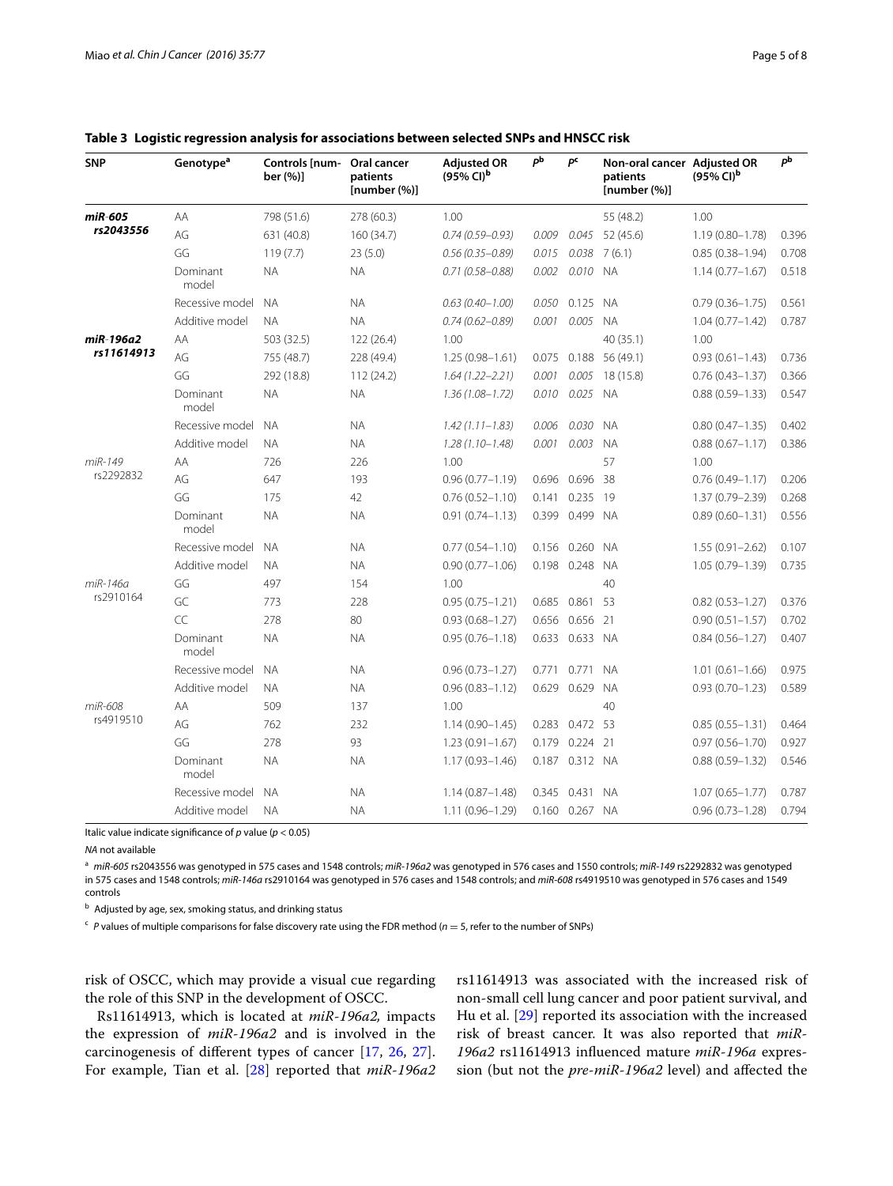**Table 3 Logistic regression analysis for associations between selected SNPs and HNSCC risk**

| SNP | Genotype[a] | Controls [number (%)] | Oral cancer patients [number (%)] | Adjusted OR (95% CI)[b] | $P^b$ | $P^c$ | Non-oral cancer patients [number (%)] | Adjusted OR (95% CI)[b] | $P^b$ |
|---|---|---|---|---|---|---|---|---|---|
| ***miR-605* rs2043556** | AA | 798 (51.6) | 278 (60.3) | 1.00 | | | 55 (48.2) | 1.00 | |
| | AG | 631 (40.8) | 160 (34.7) | *0.74 (0.59–0.93)* | *0.009* | *0.045* | 52 (45.6) | 1.19 (0.80–1.78) | 0.396 |
| | GG | 119 (7.7) | 23 (5.0) | *0.56 (0.35–0.89)* | *0.015* | *0.038* | 7 (6.1) | 0.85 (0.38–1.94) | 0.708 |
| | Dominant model | NA | NA | *0.71 (0.58–0.88)* | *0.002* | *0.010* | NA | 1.14 (0.77–1.67) | 0.518 |
| | Recessive model | NA | NA | *0.63 (0.40–1.00)* | *0.050* | 0.125 | NA | 0.79 (0.36–1.75) | 0.561 |
| | Additive model | NA | NA | *0.74 (0.62–0.89)* | *0.001* | *0.005* | NA | 1.04 (0.77–1.42) | 0.787 |
| ***miR-196a2* rs11614913** | AA | 503 (32.5) | 122 (26.4) | 1.00 | | | 40 (35.1) | 1.00 | |
| | AG | 755 (48.7) | 228 (49.4) | 1.25 (0.98–1.61) | 0.075 | 0.188 | 56 (49.1) | 0.93 (0.61–1.43) | 0.736 |
| | GG | 292 (18.8) | 112 (24.2) | *1.64 (1.22–2.21)* | *0.001* | *0.005* | 18 (15.8) | 0.76 (0.43–1.37) | 0.366 |
| | Dominant model | NA | NA | *1.36 (1.08–1.72)* | *0.010* | *0.025* | NA | 0.88 (0.59–1.33) | 0.547 |
| | Recessive model | NA | NA | *1.42 (1.11–1.83)* | *0.006* | *0.030* | NA | 0.80 (0.47–1.35) | 0.402 |
| | Additive model | NA | NA | *1.28 (1.10–1.48)* | *0.001* | *0.003* | NA | 0.88 (0.67–1.17) | 0.386 |
| *miR-149* rs2292832 | AA | 726 | 226 | 1.00 | | | 57 | 1.00 | |
| | AG | 647 | 193 | 0.96 (0.77–1.19) | 0.696 | 0.696 | 38 | 0.76 (0.49–1.17) | 0.206 |
| | GG | 175 | 42 | 0.76 (0.52–1.10) | 0.141 | 0.235 | 19 | 1.37 (0.79–2.39) | 0.268 |
| | Dominant model | NA | NA | 0.91 (0.74–1.13) | 0.399 | 0.499 | NA | 0.89 (0.60–1.31) | 0.556 |
| | Recessive model | NA | NA | 0.77 (0.54–1.10) | 0.156 | 0.260 | NA | 1.55 (0.91–2.62) | 0.107 |
| | Additive model | NA | NA | 0.90 (0.77–1.06) | 0.198 | 0.248 | NA | 1.05 (0.79–1.39) | 0.735 |
| *miR-146a* rs2910164 | GG | 497 | 154 | 1.00 | | | 40 | | |
| | GC | 773 | 228 | 0.95 (0.75–1.21) | 0.685 | 0.861 | 53 | 0.82 (0.53–1.27) | 0.376 |
| | CC | 278 | 80 | 0.93 (0.68–1.27) | 0.656 | 0.656 | 21 | 0.90 (0.51–1.57) | 0.702 |
| | Dominant model | NA | NA | 0.95 (0.76–1.18) | 0.633 | 0.633 | NA | 0.84 (0.56–1.27) | 0.407 |
| | Recessive model | NA | NA | 0.96 (0.73–1.27) | 0.771 | 0.771 | NA | 1.01 (0.61–1.66) | 0.975 |
| | Additive model | NA | NA | 0.96 (0.83–1.12) | 0.629 | 0.629 | NA | 0.93 (0.70–1.23) | 0.589 |
| *miR-608* rs4919510 | AA | 509 | 137 | 1.00 | | | 40 | | |
| | AG | 762 | 232 | 1.14 (0.90–1.45) | 0.283 | 0.472 | 53 | 0.85 (0.55–1.31) | 0.464 |
| | GG | 278 | 93 | 1.23 (0.91–1.67) | 0.179 | 0.224 | 21 | 0.97 (0.56–1.70) | 0.927 |
| | Dominant model | NA | NA | 1.17 (0.93–1.46) | 0.187 | 0.312 | NA | 0.88 (0.59–1.32) | 0.546 |
| | Recessive model | NA | NA | 1.14 (0.87–1.48) | 0.345 | 0.431 | NA | 1.07 (0.65–1.77) | 0.787 |
| | Additive model | NA | NA | 1.11 (0.96–1.29) | 0.160 | 0.267 | NA | 0.96 (0.73–1.28) | 0.794 |

Italic value indicate significance of *p* value ($p < 0.05$)

*NA* not available

[a] *miR-605* rs2043556 was genotyped in 575 cases and 1548 controls; *miR-196a2* was genotyped in 576 cases and 1550 controls; *miR-149* rs2292832 was genotyped in 575 cases and 1548 controls; *miR-146a* rs2910164 was genotyped in 576 cases and 1548 controls; and *miR-608* rs4919510 was genotyped in 576 cases and 1549 controls

[b] Adjusted by age, sex, smoking status, and drinking status

[c] *P* values of multiple comparisons for false discovery rate using the FDR method ($n = 5$, refer to the number of SNPs)

risk of OSCC, which may provide a visual cue regarding the role of this SNP in the development of OSCC.

Rs11614913, which is located at *miR-196a2*, impacts the expression of *miR-196a2* and is involved in the carcinogenesis of different types of cancer [17, 26, 27]. For example, Tian et al. [28] reported that *miR-196a2* rs11614913 was associated with the increased risk of non-small cell lung cancer and poor patient survival, and Hu et al. [29] reported its association with the increased risk of breast cancer. It was also reported that *miR-196a2* rs11614913 influenced mature *miR-196a* expression (but not the *pre-miR-196a2* level) and affected the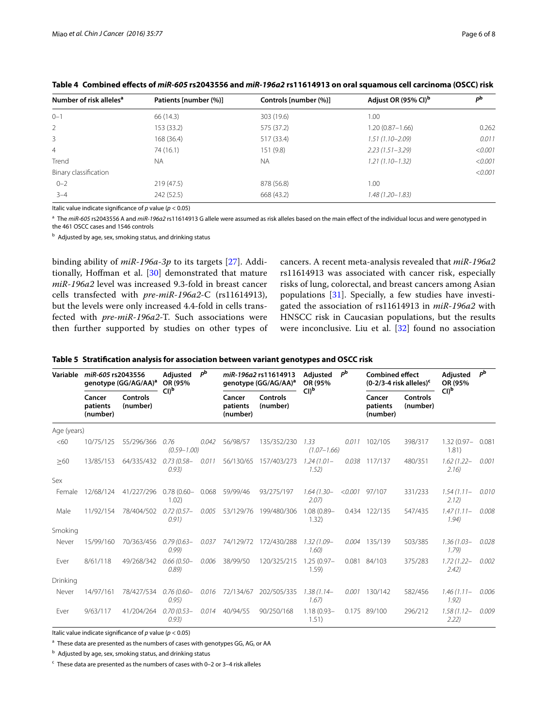**Table 4 Combined effects of *miR-605* rs2043556 and *miR-196a2* rs11614913 on oral squamous cell carcinoma (OSCC) risk**

| Number of risk alleles[a] | Patients [number (%)] | Controls [number (%)] | Adjust OR (95% CI)[b] | $P^b$ |
|---|---|---|---|---|
| 0–1 | 66 (14.3) | 303 (19.6) | 1.00 | |
| 2 | 153 (33.2) | 575 (37.2) | 1.20 (0.87–1.66) | 0.262 |
| 3 | 168 (36.4) | 517 (33.4) | *1.51 (1.10–2.09)* | *0.011* |
| 4 | 74 (16.1) | 151 (9.8) | *2.23 (1.51–3.29)* | *<0.001* |
| Trend | NA | NA | *1.21 (1.10–1.32)* | *<0.001* |
| Binary classification | | | | *<0.001* |
| 0–2 | 219 (47.5) | 878 (56.8) | 1.00 | |
| 3–4 | 242 (52.5) | 668 (43.2) | *1.48 (1.20–1.83)* | |

Italic value indicate significance of *p* value ($p < 0.05$)

[a] The *miR-605* rs2043556 A and *miR-196a2* rs11614913 G allele were assumed as risk alleles based on the main effect of the individual locus and were genotyped in the 461 OSCC cases and 1546 controls

[b] Adjusted by age, sex, smoking status, and drinking status

binding ability of *miR-196a-3p* to its targets [27]. Additionally, Hoffman et al. [30] demonstrated that mature *miR-196a2* level was increased 9.3-fold in breast cancer cells transfected with *pre-miR-196a2*-C (rs11614913), but the levels were only increased 4.4-fold in cells transfected with *pre-miR-196a2*-T. Such associations were then further supported by studies on other types of cancers. A recent meta-analysis revealed that *miR-196a2* rs11614913 was associated with cancer risk, especially risks of lung, colorectal, and breast cancers among Asian populations [31]. Specially, a few studies have investigated the association of rs11614913 in *miR-196a2* with HNSCC risk in Caucasian populations, but the results were inconclusive. Liu et al. [32] found no association

**Table 5 Stratification analysis for association between variant genotypes and OSCC risk**

| Variable | *miR-605* rs2043556 genotype (GG/AG/AA)[a] | | Adjusted OR (95% CI)[b] | $P^b$ | *miR-196a2* rs11614913 genotype (GG/AG/AA)[a] | | Adjusted OR (95% CI)[b] | $P^b$ | Combined effect (0-2/3-4 risk alleles)[c] | | Adjusted OR (95% CI)[b] | $P^b$ |
|---|---|---|---|---|---|---|---|---|---|---|---|---|
| | Cancer patients (number) | Controls (number) | | | Cancer patients (number) | Controls (number) | | | Cancer patients (number) | Controls (number) | | |
| Age (years) | | | | | | | | | | | | |
| <60 | 10/75/125 | 55/296/366 | *0.76 (0.59–1.00)* | *0.042* | 56/98/57 | 135/352/230 | *1.33 (1.07–1.66)* | *0.011* | 102/105 | 398/317 | 1.32 (0.97–1.81) | 0.081 |
| ≥60 | 13/85/153 | 64/335/432 | *0.73 (0.58–0.93)* | *0.011* | 56/130/65 | 157/403/273 | *1.24 (1.01–1.52)* | *0.038* | 117/137 | 480/351 | *1.62 (1.22–2.16)* | *0.001* |
| Sex | | | | | | | | | | | | |
| Female | 12/68/124 | 41/227/296 | 0.78 (0.60–1.02) | 0.068 | 59/99/46 | 93/275/197 | *1.64 (1.30–2.07)* | *<0.001* | 97/107 | 331/233 | *1.54 (1.11–2.12)* | *0.010* |
| Male | 11/92/154 | 78/404/502 | *0.72 (0.57–0.91)* | *0.005* | 53/129/76 | 199/480/306 | 1.08 (0.89–1.32) | 0.434 | 122/135 | 547/435 | *1.47 (1.11–1.94)* | *0.008* |
| Smoking | | | | | | | | | | | | |
| Never | 15/99/160 | 70/363/456 | *0.79 (0.63–0.99)* | *0.037* | 74/129/72 | 172/430/288 | *1.32 (1.09–1.60)* | *0.004* | 135/139 | 503/385 | *1.36 (1.03–1.79)* | *0.028* |
| Ever | 8/61/118 | 49/268/342 | *0.66 (0.50–0.89)* | *0.006* | 38/99/50 | 120/325/215 | 1.25 (0.97–1.59) | 0.081 | 84/103 | 375/283 | *1.72 (1.22–2.42)* | *0.002* |
| Drinking | | | | | | | | | | | | |
| Never | 14/97/161 | 78/427/534 | *0.76 (0.60–0.95)* | *0.016* | 72/134/67 | 202/505/335 | *1.38 (1.14–1.67)* | *0.001* | 130/142 | 582/456 | *1.46 (1.11–1.92)* | *0.006* |
| Ever | 9/63/117 | 41/204/264 | *0.70 (0.53–0.93)* | *0.014* | 40/94/55 | 90/250/168 | 1.18 (0.93–1.51) | 0.175 | 89/100 | 296/212 | *1.58 (1.12–2.22)* | *0.009* |

Italic value indicate significance of *p* value ($p < 0.05$)

[a] These data are presented as the numbers of cases with genotypes GG, AG, or AA

[b] Adjusted by age, sex, smoking status, and drinking status

[c] These data are presented as the numbers of cases with 0–2 or 3–4 risk alleles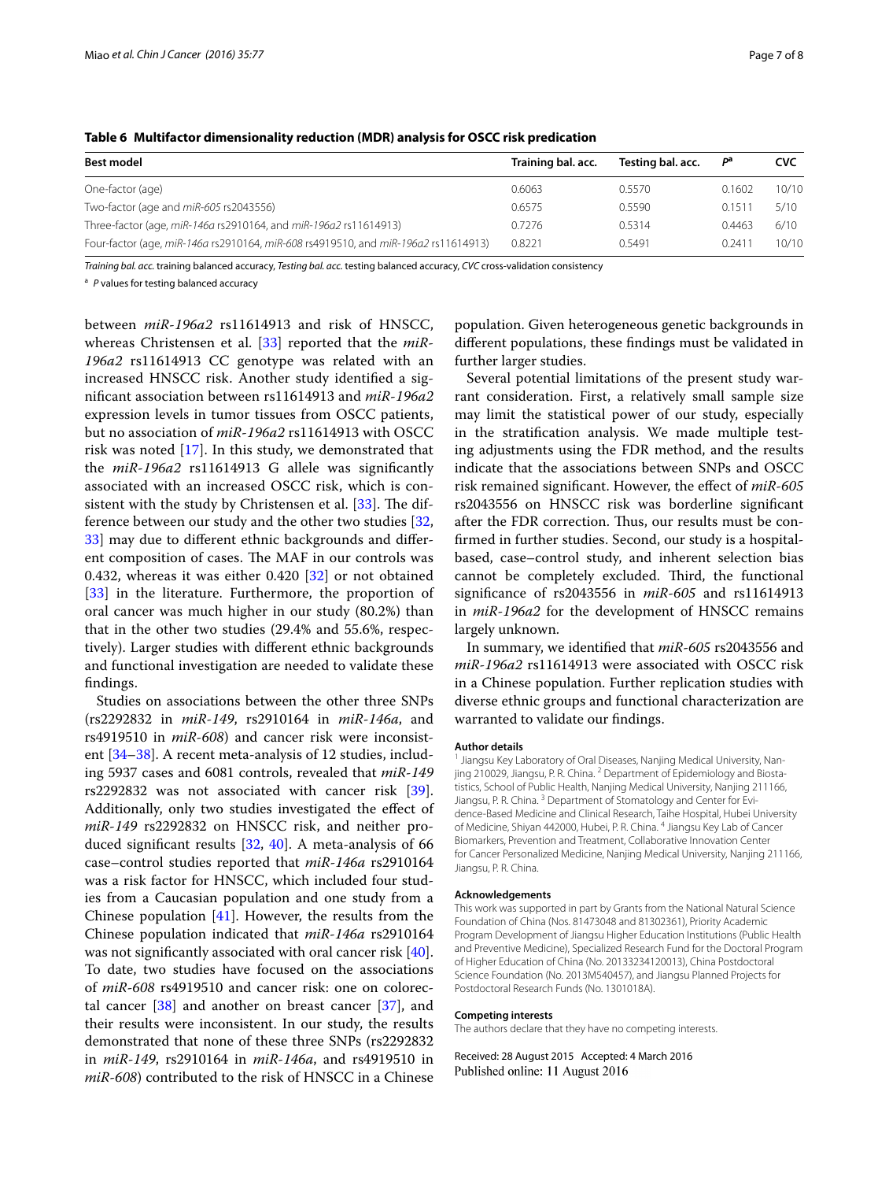**Table 6 Multifactor dimensionality reduction (MDR) analysis for OSCC risk predication**

| Best model | Training bal. acc. | Testing bal. acc. | $P^a$ | CVC |
| --- | --- | --- | --- | --- |
| One-factor (age) | 0.6063 | 0.5570 | 0.1602 | 10/10 |
| Two-factor (age and *miR-605* rs2043556) | 0.6575 | 0.5590 | 0.1511 | 5/10 |
| Three-factor (age, *miR-146a* rs2910164, and *miR-196a2* rs11614913) | 0.7276 | 0.5314 | 0.4463 | 6/10 |
| Four-factor (age, *miR-146a* rs2910164, *miR-608* rs4919510, and *miR-196a2* rs11614913) | 0.8221 | 0.5491 | 0.2411 | 10/10 |

*Training bal. acc.* training balanced accuracy, *Testing bal. acc.* testing balanced accuracy, *CVC* cross-validation consistency

[a] *P* values for testing balanced accuracy

between *miR-196a2* rs11614913 and risk of HNSCC, whereas Christensen et al. [33] reported that the *miR-196a2* rs11614913 CC genotype was related with an increased HNSCC risk. Another study identified a significant association between rs11614913 and *miR-196a2* expression levels in tumor tissues from OSCC patients, but no association of *miR-196a2* rs11614913 with OSCC risk was noted [17]. In this study, we demonstrated that the *miR-196a2* rs11614913 G allele was significantly associated with an increased OSCC risk, which is consistent with the study by Christensen et al. [33]. The difference between our study and the other two studies [32, 33] may due to different ethnic backgrounds and different composition of cases. The MAF in our controls was 0.432, whereas it was either 0.420 [32] or not obtained [33] in the literature. Furthermore, the proportion of oral cancer was much higher in our study (80.2%) than that in the other two studies (29.4% and 55.6%, respectively). Larger studies with different ethnic backgrounds and functional investigation are needed to validate these findings.

Studies on associations between the other three SNPs (rs2292832 in *miR-149*, rs2910164 in *miR-146a*, and rs4919510 in *miR-608*) and cancer risk were inconsistent [34–38]. A recent meta-analysis of 12 studies, including 5937 cases and 6081 controls, revealed that *miR-149* rs2292832 was not associated with cancer risk [39]. Additionally, only two studies investigated the effect of *miR-149* rs2292832 on HNSCC risk, and neither produced significant results [32, 40]. A meta-analysis of 66 case–control studies reported that *miR-146a* rs2910164 was a risk factor for HNSCC, which included four studies from a Caucasian population and one study from a Chinese population [41]. However, the results from the Chinese population indicated that *miR-146a* rs2910164 was not significantly associated with oral cancer risk [40]. To date, two studies have focused on the associations of *miR-608* rs4919510 and cancer risk: one on colorectal cancer [38] and another on breast cancer [37], and their results were inconsistent. In our study, the results demonstrated that none of these three SNPs (rs2292832 in *miR-149*, rs2910164 in *miR-146a*, and rs4919510 in *miR-608*) contributed to the risk of HNSCC in a Chinese population. Given heterogeneous genetic backgrounds in different populations, these findings must be validated in further larger studies.

Several potential limitations of the present study warrant consideration. First, a relatively small sample size may limit the statistical power of our study, especially in the stratification analysis. We made multiple testing adjustments using the FDR method, and the results indicate that the associations between SNPs and OSCC risk remained significant. However, the effect of *miR-605* rs2043556 on HNSCC risk was borderline significant after the FDR correction. Thus, our results must be confirmed in further studies. Second, our study is a hospital-based, case–control study, and inherent selection bias cannot be completely excluded. Third, the functional significance of rs2043556 in *miR-605* and rs11614913 in *miR-196a2* for the development of HNSCC remains largely unknown.

In summary, we identified that *miR-605* rs2043556 and *miR-196a2* rs11614913 were associated with OSCC risk in a Chinese population. Further replication studies with diverse ethnic groups and functional characterization are warranted to validate our findings.

#### Author details

[1] Jiangsu Key Laboratory of Oral Diseases, Nanjing Medical University, Nanjing 210029, Jiangsu, P. R. China. [2] Department of Epidemiology and Biostatistics, School of Public Health, Nanjing Medical University, Nanjing 211166, Jiangsu, P. R. China. [3] Department of Stomatology and Center for Evidence-Based Medicine and Clinical Research, Taihe Hospital, Hubei University of Medicine, Shiyan 442000, Hubei, P. R. China. [4] Jiangsu Key Lab of Cancer Biomarkers, Prevention and Treatment, Collaborative Innovation Center for Cancer Personalized Medicine, Nanjing Medical University, Nanjing 211166, Jiangsu, P. R. China.

#### Acknowledgements

This work was supported in part by Grants from the National Natural Science Foundation of China (Nos. 81473048 and 81302361), Priority Academic Program Development of Jiangsu Higher Education Institutions (Public Health and Preventive Medicine), Specialized Research Fund for the Doctoral Program of Higher Education of China (No. 20133234120013), China Postdoctoral Science Foundation (No. 2013M540457), and Jiangsu Planned Projects for Postdoctoral Research Funds (No. 1301018A).

#### Competing interests

The authors declare that they have no competing interests.

Received: 28 August 2015 Accepted: 4 March 2016
Published online: 11 August 2016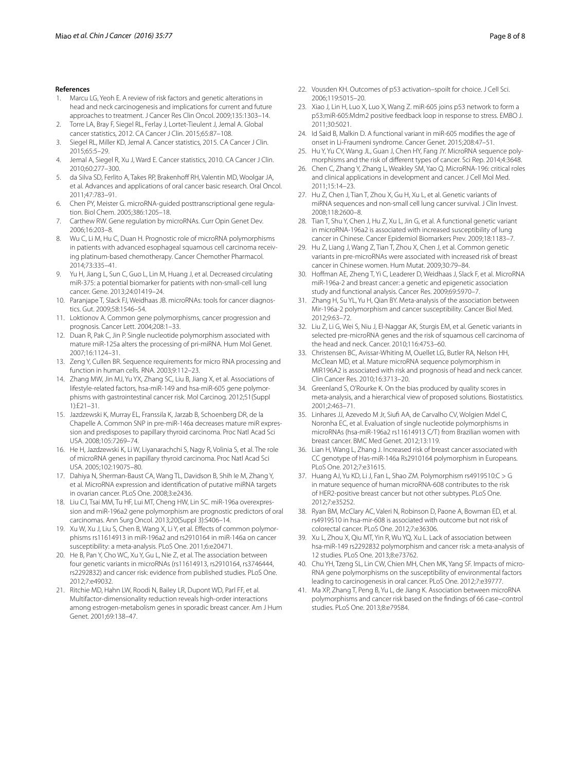## References

1. Marcu LG, Yeoh E. A review of risk factors and genetic alterations in head and neck carcinogenesis and implications for current and future approaches to treatment. J Cancer Res Clin Oncol. 2009;135:1303–14.
2. Torre LA, Bray F, Siegel RL, Ferlay J, Lortet-Tieulent J, Jemal A. Global cancer statistics, 2012. CA Cancer J Clin. 2015;65:87–108.
3. Siegel RL, Miller KD, Jemal A. Cancer statistics, 2015. CA Cancer J Clin. 2015;65:5–29.
4. Jemal A, Siegel R, Xu J, Ward E. Cancer statistics, 2010. CA Cancer J Clin. 2010;60:277–300.
5. da Silva SD, Ferlito A, Takes RP, Brakenhoff RH, Valentin MD, Woolgar JA, et al. Advances and applications of oral cancer basic research. Oral Oncol. 2011;47:783–91.
6. Chen PY, Meister G. microRNA-guided posttranscriptional gene regulation. Biol Chem. 2005;386:1205–18.
7. Carthew RW. Gene regulation by microRNAs. Curr Opin Genet Dev. 2006;16:203–8.
8. Wu C, Li M, Hu C, Duan H. Prognostic role of microRNA polymorphisms in patients with advanced esophageal squamous cell carcinoma receiving platinum-based chemotherapy. Cancer Chemother Pharmacol. 2014;73:335–41.
9. Yu H, Jiang L, Sun C, Guo L, Lin M, Huang J, et al. Decreased circulating miR-375: a potential biomarker for patients with non-small-cell lung cancer. Gene. 2013;24:01419–24.
10. Paranjape T, Slack FJ, Weidhaas JB. microRNAs: tools for cancer diagnostics. Gut. 2009;58:1546–54.
11. Loktionov A. Common gene polymorphisms, cancer progression and prognosis. Cancer Lett. 2004;208:1–33.
12. Duan R, Pak C, Jin P. Single nucleotide polymorphism associated with mature miR-125a alters the processing of pri-miRNA. Hum Mol Genet. 2007;16:1124–31.
13. Zeng Y, Cullen BR. Sequence requirements for micro RNA processing and function in human cells. RNA. 2003;9:112–23.
14. Zhang MW, Jin MJ, Yu YX, Zhang SC, Liu B, Jiang X, et al. Associations of lifestyle-related factors, hsa-miR-149 and hsa-miR-605 gene polymorphisms with gastrointestinal cancer risk. Mol Carcinog. 2012;51(Suppl 1):E21–31.
15. Jazdzewski K, Murray EL, Franssila K, Jarzab B, Schoenberg DR, de la Chapelle A. Common SNP in pre-miR-146a decreases mature miR expression and predisposes to papillary thyroid carcinoma. Proc Natl Acad Sci USA. 2008;105:7269–74.
16. He H, Jazdzewski K, Li W, Liyanarachchi S, Nagy R, Volinia S, et al. The role of microRNA genes in papillary thyroid carcinoma. Proc Natl Acad Sci USA. 2005;102:19075–80.
17. Dahiya N, Sherman-Baust CA, Wang TL, Davidson B, Shih Ie M, Zhang Y, et al. MicroRNA expression and identification of putative miRNA targets in ovarian cancer. PLoS One. 2008;3:e2436.
18. Liu CJ, Tsai MM, Tu HF, Lui MT, Cheng HW, Lin SC. miR-196a overexpression and miR-196a2 gene polymorphism are prognostic predictors of oral carcinomas. Ann Surg Oncol. 2013;20(Suppl 3):S406–14.
19. Xu W, Xu J, Liu S, Chen B, Wang X, Li Y, et al. Effects of common polymorphisms rs11614913 in miR-196a2 and rs2910164 in miR-146a on cancer susceptibility: a meta-analysis. PLoS One. 2011;6:e20471.
20. He B, Pan Y, Cho WC, Xu Y, Gu L, Nie Z, et al. The association between four genetic variants in microRNAs (rs11614913, rs2910164, rs3746444, rs2292832) and cancer risk: evidence from published studies. PLoS One. 2012;7:e49032.
21. Ritchie MD, Hahn LW, Roodi N, Bailey LR, Dupont WD, Parl FF, et al. Multifactor-dimensionality reduction reveals high-order interactions among estrogen-metabolism genes in sporadic breast cancer. Am J Hum Genet. 2001;69:138–47.
22. Vousden KH. Outcomes of p53 activation–spoilt for choice. J Cell Sci. 2006;119:5015–20.
23. Xiao J, Lin H, Luo X, Luo X, Wang Z. miR-605 joins p53 network to form a p53:miR-605:Mdm2 positive feedback loop in response to stress. EMBO J. 2011;30:5021.
24. Id Said B, Malkin D. A functional variant in miR-605 modifies the age of onset in Li-Fraumeni syndrome. Cancer Genet. 2015;208:47–51.
25. Hu Y, Yu CY, Wang JL, Guan J, Chen HY, Fang JY. MicroRNA sequence polymorphisms and the risk of different types of cancer. Sci Rep. 2014;4:3648.
26. Chen C, Zhang Y, Zhang L, Weakley SM, Yao Q. MicroRNA-196: critical roles and clinical applications in development and cancer. J Cell Mol Med. 2011;15:14–23.
27. Hu Z, Chen J, Tian T, Zhou X, Gu H, Xu L, et al. Genetic variants of miRNA sequences and non-small cell lung cancer survival. J Clin Invest. 2008;118:2600–8.
28. Tian T, Shu Y, Chen J, Hu Z, Xu L, Jin G, et al. A functional genetic variant in microRNA-196a2 is associated with increased susceptibility of lung cancer in Chinese. Cancer Epidemiol Biomarkers Prev. 2009;18:1183–7.
29. Hu Z, Liang J, Wang Z, Tian T, Zhou X, Chen J, et al. Common genetic variants in pre-microRNAs were associated with increased risk of breast cancer in Chinese women. Hum Mutat. 2009;30:79–84.
30. Hoffman AE, Zheng T, Yi C, Leaderer D, Weidhaas J, Slack F, et al. MicroRNA miR-196a-2 and breast cancer: a genetic and epigenetic association study and functional analysis. Cancer Res. 2009;69:5970–7.
31. Zhang H, Su YL, Yu H, Qian BY. Meta-analysis of the association between Mir-196a-2 polymorphism and cancer susceptibility. Cancer Biol Med. 2012;9:63–72.
32. Liu Z, Li G, Wei S, Niu J, El-Naggar AK, Sturgis EM, et al. Genetic variants in selected pre-microRNA genes and the risk of squamous cell carcinoma of the head and neck. Cancer. 2010;116:4753–60.
33. Christensen BC, Avissar-Whiting M, Ouellet LG, Butler RA, Nelson HH, McClean MD, et al. Mature microRNA sequence polymorphism in MIR196A2 is associated with risk and prognosis of head and neck cancer. Clin Cancer Res. 2010;16:3713–20.
34. Greenland S, O'Rourke K. On the bias produced by quality scores in meta-analysis, and a hierarchical view of proposed solutions. Biostatistics. 2001;2:463–71.
35. Linhares JJ, Azevedo M Jr, Siufi AA, de Carvalho CV, Wolgien Mdel C, Noronha EC, et al. Evaluation of single nucleotide polymorphisms in microRNAs (hsa-miR-196a2 rs11614913 C/T) from Brazilian women with breast cancer. BMC Med Genet. 2012;13:119.
36. Lian H, Wang L, Zhang J. Increased risk of breast cancer associated with CC genotype of Has-miR-146a Rs2910164 polymorphism in Europeans. PLoS One. 2012;7:e31615.
37. Huang AJ, Yu KD, Li J, Fan L, Shao ZM. Polymorphism rs4919510:C > G in mature sequence of human microRNA-608 contributes to the risk of HER2-positive breast cancer but not other subtypes. PLoS One. 2012;7:e35252.
38. Ryan BM, McClary AC, Valeri N, Robinson D, Paone A, Bowman ED, et al. rs4919510 in hsa-mir-608 is associated with outcome but not risk of colorectal cancer. PLoS One. 2012;7:e36306.
39. Xu L, Zhou X, Qiu MT, Yin R, Wu YQ, Xu L. Lack of association between hsa-miR-149 rs2292832 polymorphism and cancer risk: a meta-analysis of 12 studies. PLoS One. 2013;8:e73762.
40. Chu YH, Tzeng SL, Lin CW, Chien MH, Chen MK, Yang SF. Impacts of microRNA gene polymorphisms on the susceptibility of environmental factors leading to carcinogenesis in oral cancer. PLoS One. 2012;7:e39777.
41. Ma XP, Zhang T, Peng B, Yu L, de Jiang K. Association between microRNA polymorphisms and cancer risk based on the findings of 66 case–control studies. PLoS One. 2013;8:e79584.